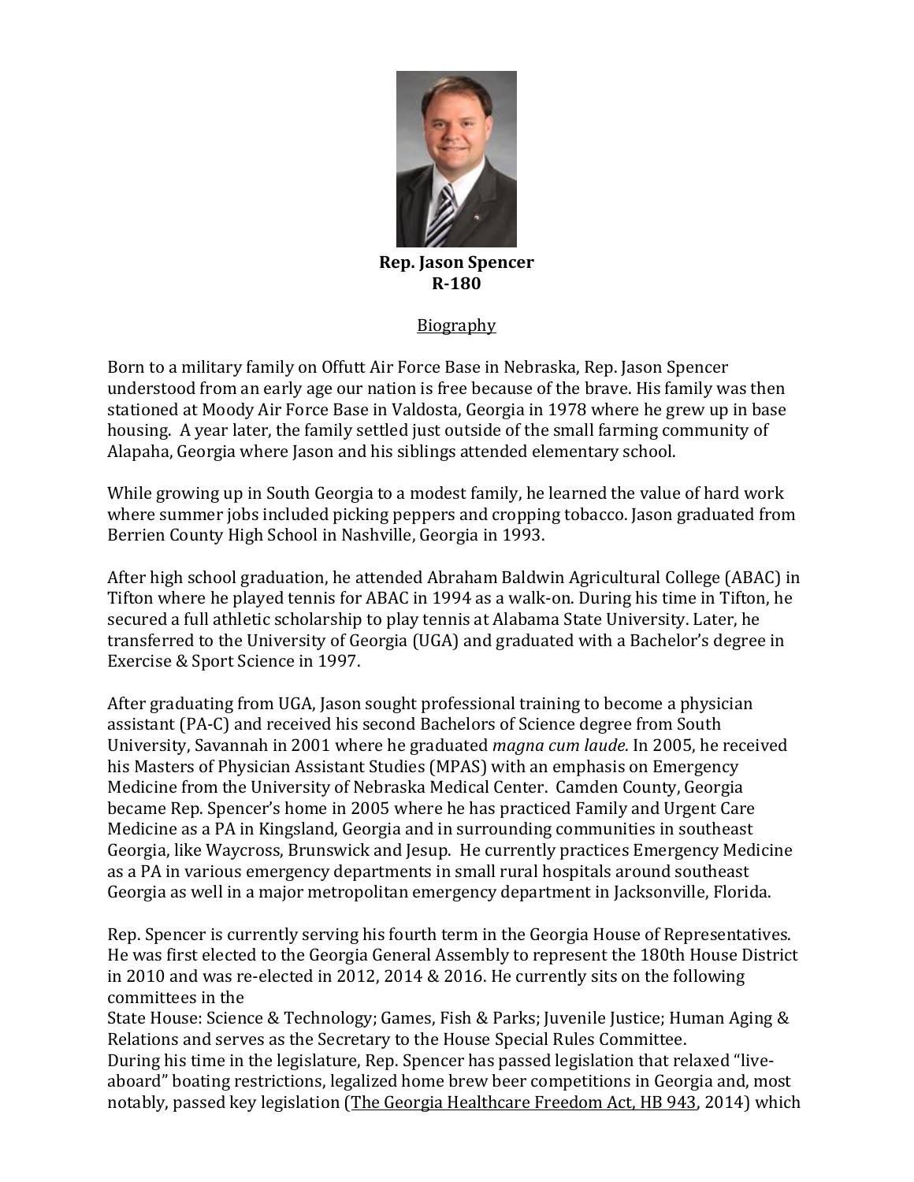**Rep. Jason Spencer**
**R-180**

Biography

Born to a military family on Offutt Air Force Base in Nebraska, Rep. Jason Spencer understood from an early age our nation is free because of the brave. His family was then stationed at Moody Air Force Base in Valdosta, Georgia in 1978 where he grew up in base housing. A year later, the family settled just outside of the small farming community of Alapaha, Georgia where Jason and his siblings attended elementary school.

While growing up in South Georgia to a modest family, he learned the value of hard work where summer jobs included picking peppers and cropping tobacco. Jason graduated from Berrien County High School in Nashville, Georgia in 1993.

After high school graduation, he attended Abraham Baldwin Agricultural College (ABAC) in Tifton where he played tennis for ABAC in 1994 as a walk-on. During his time in Tifton, he secured a full athletic scholarship to play tennis at Alabama State University. Later, he transferred to the University of Georgia (UGA) and graduated with a Bachelor's degree in Exercise & Sport Science in 1997.

After graduating from UGA, Jason sought professional training to become a physician assistant (PA-C) and received his second Bachelors of Science degree from South University, Savannah in 2001 where he graduated *magna cum laude*. In 2005, he received his Masters of Physician Assistant Studies (MPAS) with an emphasis on Emergency Medicine from the University of Nebraska Medical Center. Camden County, Georgia became Rep. Spencer's home in 2005 where he has practiced Family and Urgent Care Medicine as a PA in Kingsland, Georgia and in surrounding communities in southeast Georgia, like Waycross, Brunswick and Jesup. He currently practices Emergency Medicine as a PA in various emergency departments in small rural hospitals around southeast Georgia as well in a major metropolitan emergency department in Jacksonville, Florida.

Rep. Spencer is currently serving his fourth term in the Georgia House of Representatives. He was first elected to the Georgia General Assembly to represent the 180th House District in 2010 and was re-elected in 2012, 2014 & 2016. He currently sits on the following committees in the
State House: Science & Technology; Games, Fish & Parks; Juvenile Justice; Human Aging & Relations and serves as the Secretary to the House Special Rules Committee.
During his time in the legislature, Rep. Spencer has passed legislation that relaxed "live-aboard" boating restrictions, legalized home brew beer competitions in Georgia and, most notably, passed key legislation (The Georgia Healthcare Freedom Act, HB 943, 2014) which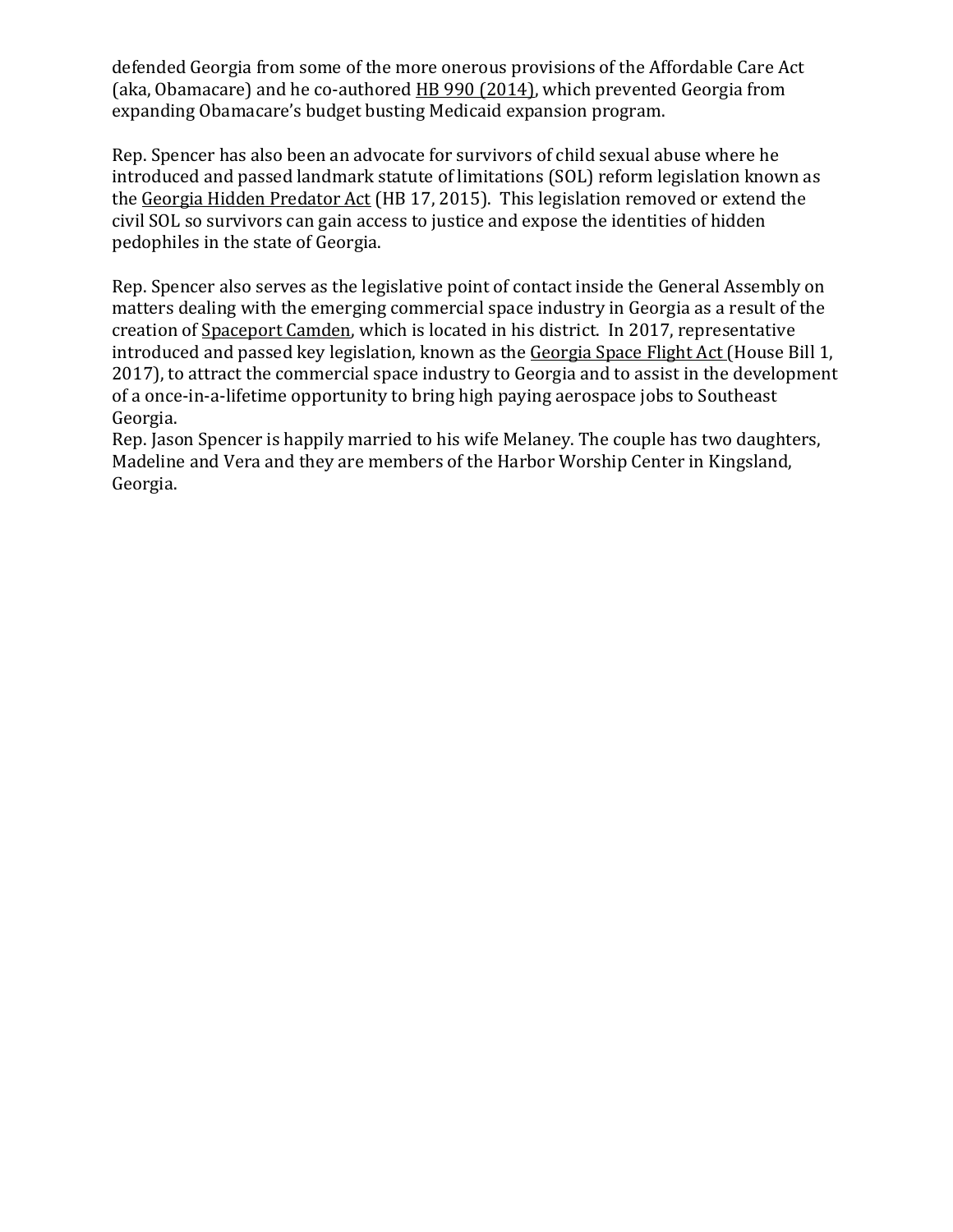defended Georgia from some of the more onerous provisions of the Affordable Care Act (aka, Obamacare) and he co-authored HB 990 (2014), which prevented Georgia from expanding Obamacare's budget busting Medicaid expansion program.

Rep. Spencer has also been an advocate for survivors of child sexual abuse where he introduced and passed landmark statute of limitations (SOL) reform legislation known as the Georgia Hidden Predator Act (HB 17, 2015). This legislation removed or extend the civil SOL so survivors can gain access to justice and expose the identities of hidden pedophiles in the state of Georgia.

Rep. Spencer also serves as the legislative point of contact inside the General Assembly on matters dealing with the emerging commercial space industry in Georgia as a result of the creation of Spaceport Camden, which is located in his district. In 2017, representative introduced and passed key legislation, known as the Georgia Space Flight Act (House Bill 1, 2017), to attract the commercial space industry to Georgia and to assist in the development of a once-in-a-lifetime opportunity to bring high paying aerospace jobs to Southeast Georgia.

Rep. Jason Spencer is happily married to his wife Melaney. The couple has two daughters, Madeline and Vera and they are members of the Harbor Worship Center in Kingsland, Georgia.